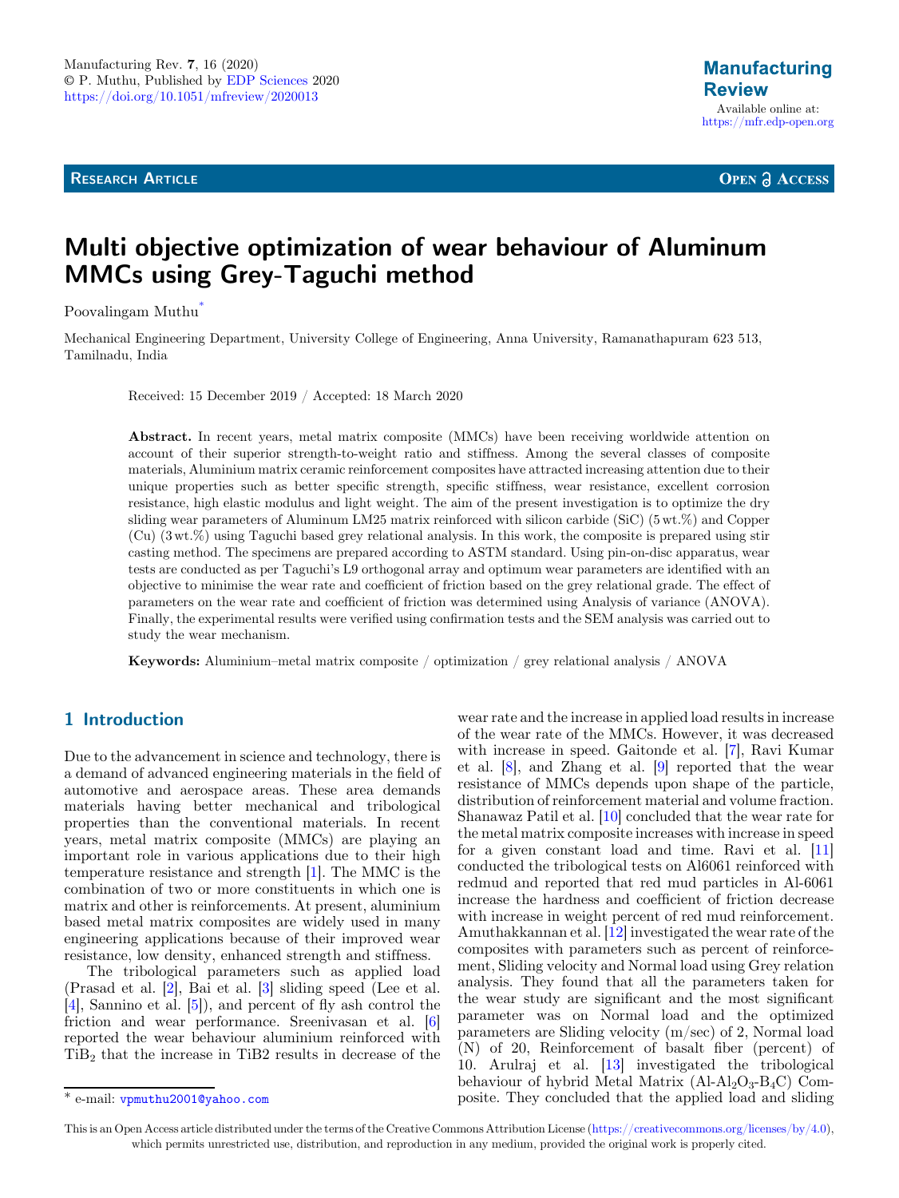RESEARCH ARTICLE

OPEN ACCESS

# Multi objective optimization of wear behaviour of Aluminum MMCs using Grey-Taguchi method

Poovalingam Muthu*

Mechanical Engineering Department, University College of Engineering, Anna University, Ramanathapuram 623 513, Tamilnadu, India

Received: 15 December 2019 / Accepted: 18 March 2020

**Abstract.** In recent years, metal matrix composite (MMCs) have been receiving worldwide attention on account of their superior strength-to-weight ratio and stiffness. Among the several classes of composite materials, Aluminium matrix ceramic reinforcement composites have attracted increasing attention due to their unique properties such as better specific strength, specific stiffness, wear resistance, excellent corrosion resistance, high elastic modulus and light weight. The aim of the present investigation is to optimize the dry sliding wear parameters of Aluminum LM25 matrix reinforced with silicon carbide (SiC) (5 wt.%) and Copper (Cu) (3 wt.%) using Taguchi based grey relational analysis. In this work, the composite is prepared using stir casting method. The specimens are prepared according to ASTM standard. Using pin-on-disc apparatus, wear tests are conducted as per Taguchi's L9 orthogonal array and optimum wear parameters are identified with an objective to minimise the wear rate and coefficient of friction based on the grey relational grade. The effect of parameters on the wear rate and coefficient of friction was determined using Analysis of variance (ANOVA). Finally, the experimental results were verified using confirmation tests and the SEM analysis was carried out to study the wear mechanism.

**Keywords:** Aluminium–metal matrix composite / optimization / grey relational analysis / ANOVA

## 1 Introduction

Due to the advancement in science and technology, there is a demand of advanced engineering materials in the field of automotive and aerospace areas. These area demands materials having better mechanical and tribological properties than the conventional materials. In recent years, metal matrix composite (MMCs) are playing an important role in various applications due to their high temperature resistance and strength [1]. The MMC is the combination of two or more constituents in which one is matrix and other is reinforcements. At present, aluminium based metal matrix composites are widely used in many engineering applications because of their improved wear resistance, low density, enhanced strength and stiffness.

The tribological parameters such as applied load (Prasad et al. [2], Bai et al. [3] sliding speed (Lee et al. [4], Sannino et al. [5]), and percent of fly ash control the friction and wear performance. Sreenivasan et al. [6] reported the wear behaviour aluminium reinforced with $TiB_2$ that the increase in TiB2 results in decrease of the wear rate and the increase in applied load results in increase of the wear rate of the MMCs. However, it was decreased with increase in speed. Gaitonde et al. [7], Ravi Kumar et al. [8], and Zhang et al. [9] reported that the wear resistance of MMCs depends upon shape of the particle, distribution of reinforcement material and volume fraction. Shanawaz Patil et al. [10] concluded that the wear rate for the metal matrix composite increases with increase in speed for a given constant load and time. Ravi et al. [11] conducted the tribological tests on Al6061 reinforced with redmud and reported that red mud particles in Al-6061 increase the hardness and coefficient of friction decrease with increase in weight percent of red mud reinforcement. Amuthakkannan et al. [12] investigated the wear rate of the composites with parameters such as percent of reinforcement, Sliding velocity and Normal load using Grey relation analysis. They found that all the parameters taken for the wear study are significant and the most significant parameter was on Normal load and the optimized parameters are Sliding velocity (m/sec) of 2, Normal load (N) of 20, Reinforcement of basalt fiber (percent) of 10. Arulraj et al. [13] investigated the tribological behaviour of hybrid Metal Matrix ($Al$-$Al_2O_3$-$B_4C$) Composite. They concluded that the applied load and sliding

* e-mail: vpmuthu2001@yahoo.com

This is an Open Access article distributed under the terms of the Creative Commons Attribution License (https://creativecommons.org/licenses/by/4.0), which permits unrestricted use, distribution, and reproduction in any medium, provided the original work is properly cited.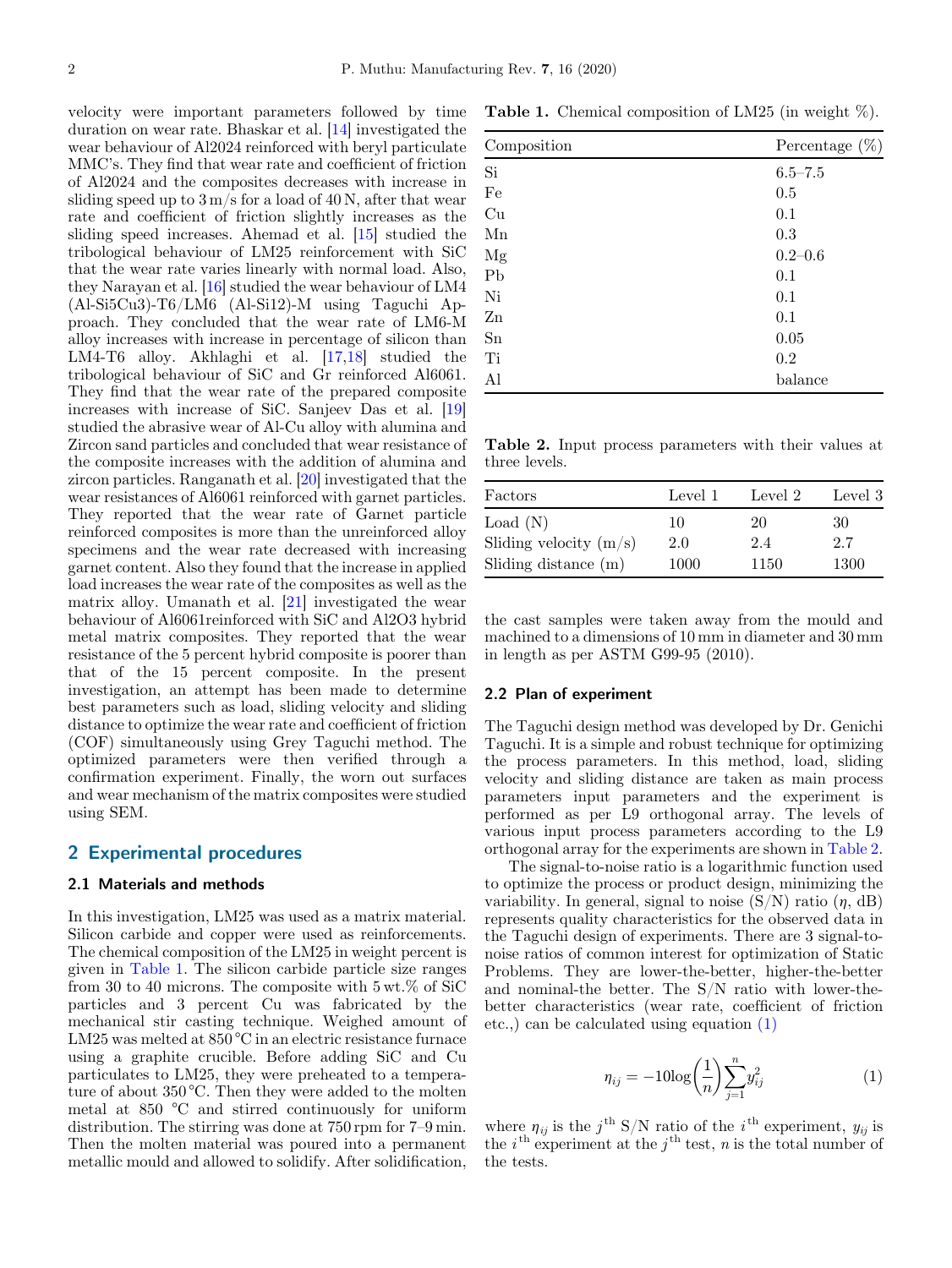velocity were important parameters followed by time duration on wear rate. Bhaskar et al. [14] investigated the wear behaviour of Al2024 reinforced with beryl particulate MMC's. They find that wear rate and coefficient of friction of Al2024 and the composites decreases with increase in sliding speed up to 3 m/s for a load of 40 N, after that wear rate and coefficient of friction slightly increases as the sliding speed increases. Ahemad et al. [15] studied the tribological behaviour of LM25 reinforcement with SiC that the wear rate varies linearly with normal load. Also, they Narayan et al. [16] studied the wear behaviour of LM4 (Al-Si5Cu3)-T6/LM6 (Al-Si12)-M using Taguchi Approach. They concluded that the wear rate of LM6-M alloy increases with increase in percentage of silicon than LM4-T6 alloy. Akhlaghi et al. [17,18] studied the tribological behaviour of SiC and Gr reinforced Al6061. They find that the wear rate of the prepared composite increases with increase of SiC. Sanjeev Das et al. [19] studied the abrasive wear of Al-Cu alloy with alumina and Zircon sand particles and concluded that wear resistance of the composite increases with the addition of alumina and zircon particles. Ranganath et al. [20] investigated that the wear resistances of Al6061 reinforced with garnet particles. They reported that the wear rate of Garnet particle reinforced composites is more than the unreinforced alloy specimens and the wear rate decreased with increasing garnet content. Also they found that the increase in applied load increases the wear rate of the composites as well as the matrix alloy. Umanath et al. [21] investigated the wear behaviour of Al6061reinforced with SiC and Al2O3 hybrid metal matrix composites. They reported that the wear resistance of the 5 percent hybrid composite is poorer than that of the 15 percent composite. In the present investigation, an attempt has been made to determine best parameters such as load, sliding velocity and sliding distance to optimize the wear rate and coefficient of friction (COF) simultaneously using Grey Taguchi method. The optimized parameters were then verified through a confirmation experiment. Finally, the worn out surfaces and wear mechanism of the matrix composites were studied using SEM.

## 2 Experimental procedures

### 2.1 Materials and methods

In this investigation, LM25 was used as a matrix material. Silicon carbide and copper were used as reinforcements. The chemical composition of the LM25 in weight percent is given in Table 1. The silicon carbide particle size ranges from 30 to 40 microns. The composite with 5 wt.% of SiC particles and 3 percent Cu was fabricated by the mechanical stir casting technique. Weighed amount of LM25 was melted at 850 °C in an electric resistance furnace using a graphite crucible. Before adding SiC and Cu particulates to LM25, they were preheated to a temperature of about 350 °C. Then they were added to the molten metal at 850 °C and stirred continuously for uniform distribution. The stirring was done at 750 rpm for 7–9 min. Then the molten material was poured into a permanent metallic mould and allowed to solidify. After solidification, the cast samples were taken away from the mould and machined to a dimensions of 10 mm in diameter and 30 mm in length as per ASTM G99-95 (2010).

**Table 1.** Chemical composition of LM25 (in weight %).

| Composition | Percentage (%) |
|---|---|
| Si | 6.5–7.5 |
| Fe | 0.5 |
| Cu | 0.1 |
| Mn | 0.3 |
| Mg | 0.2–0.6 |
| Pb | 0.1 |
| Ni | 0.1 |
| Zn | 0.1 |
| Sn | 0.05 |
| Ti | 0.2 |
| Al | balance |

**Table 2.** Input process parameters with their values at three levels.

| Factors | Level 1 | Level 2 | Level 3 |
|---|---|---|---|
| Load (N) | 10 | 20 | 30 |
| Sliding velocity (m/s) | 2.0 | 2.4 | 2.7 |
| Sliding distance (m) | 1000 | 1150 | 1300 |

### 2.2 Plan of experiment

The Taguchi design method was developed by Dr. Genichi Taguchi. It is a simple and robust technique for optimizing the process parameters. In this method, load, sliding velocity and sliding distance are taken as main process parameters input parameters and the experiment is performed as per L9 orthogonal array. The levels of various input process parameters according to the L9 orthogonal array for the experiments are shown in Table 2.

The signal-to-noise ratio is a logarithmic function used to optimize the process or product design, minimizing the variability. In general, signal to noise (S/N) ratio ($\eta$, dB) represents quality characteristics for the observed data in the Taguchi design of experiments. There are 3 signal-to-noise ratios of common interest for optimization of Static Problems. They are lower-the-better, higher-the-better and nominal-the better. The S/N ratio with lower-the-better characteristics (wear rate, coefficient of friction etc.,) can be calculated using equation (1)

$$\eta_{ij} = -10\log\left(\frac{1}{n}\right)\sum_{j=1}^{n} y_{ij}^{2} \tag{1}$$

where $\eta_{ij}$ is the $j^{\text{th}}$ S/N ratio of the $i^{\text{th}}$ experiment, $y_{ij}$ is the $i^{\text{th}}$ experiment at the $j^{\text{th}}$ test, $n$ is the total number of the tests.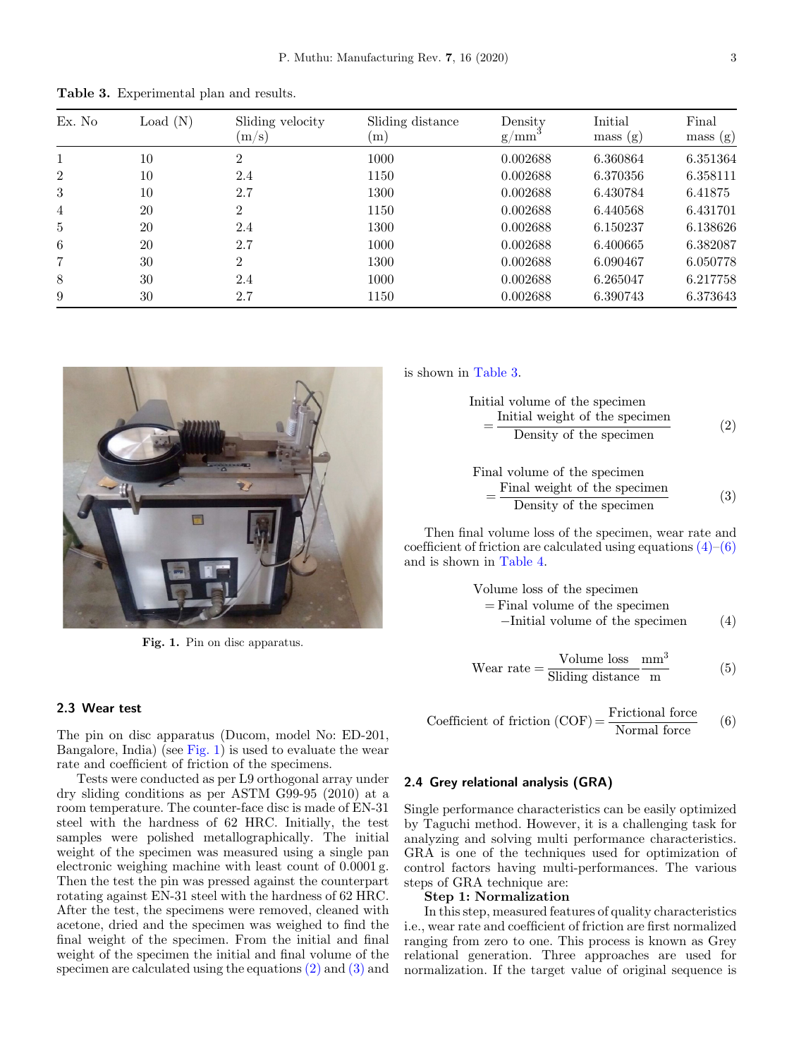**Table 3.** Experimental plan and results.

| Ex. No | Load (N) | Sliding velocity (m/s) | Sliding distance (m) | Density g/mm$^3$ | Initial mass (g) | Final mass (g) |
|---|---|---|---|---|---|---|
| 1 | 10 | 2 | 1000 | 0.002688 | 6.360864 | 6.351364 |
| 2 | 10 | 2.4 | 1150 | 0.002688 | 6.370356 | 6.358111 |
| 3 | 10 | 2.7 | 1300 | 0.002688 | 6.430784 | 6.41875 |
| 4 | 20 | 2 | 1150 | 0.002688 | 6.440568 | 6.431701 |
| 5 | 20 | 2.4 | 1300 | 0.002688 | 6.150237 | 6.138626 |
| 6 | 20 | 2.7 | 1000 | 0.002688 | 6.400665 | 6.382087 |
| 7 | 30 | 2 | 1300 | 0.002688 | 6.090467 | 6.050778 |
| 8 | 30 | 2.4 | 1000 | 0.002688 | 6.265047 | 6.217758 |
| 9 | 30 | 2.7 | 1150 | 0.002688 | 6.390743 | 6.373643 |

**Fig. 1.** Pin on disc apparatus.

### 2.3 Wear test

The pin on disc apparatus (Ducom, model No: ED-201, Bangalore, India) (see Fig. 1) is used to evaluate the wear rate and coefficient of friction of the specimens.

Tests were conducted as per L9 orthogonal array under dry sliding conditions as per ASTM G99-95 (2010) at a room temperature. The counter-face disc is made of EN-31 steel with the hardness of 62 HRC. Initially, the test samples were polished metallographically. The initial weight of the specimen was measured using a single pan electronic weighing machine with least count of 0.0001 g. Then the test the pin was pressed against the counterpart rotating against EN-31 steel with the hardness of 62 HRC. After the test, the specimens were removed, cleaned with acetone, dried and the specimen was weighed to find the final weight of the specimen. From the initial and final weight of the specimen the initial and final volume of the specimen are calculated using the equations (2) and (3) and is shown in Table 3.

$$\text{Initial volume of the specimen} = \frac{\text{Initial weight of the specimen}}{\text{Density of the specimen}} \tag{2}$$

$$\text{Final volume of the specimen} = \frac{\text{Final weight of the specimen}}{\text{Density of the specimen}} \tag{3}$$

Then final volume loss of the specimen, wear rate and coefficient of friction are calculated using equations (4)–(6) and is shown in Table 4.

$$\text{Volume loss of the specimen} = \text{Final volume of the specimen} - \text{Initial volume of the specimen} \tag{4}$$

$$\text{Wear rate} = \frac{\text{Volume loss}}{\text{Sliding distance}} \frac{\text{mm}^3}{\text{m}} \tag{5}$$

$$\text{Coefficient of friction (COF)} = \frac{\text{Frictional force}}{\text{Normal force}} \tag{6}$$

### 2.4 Grey relational analysis (GRA)

Single performance characteristics can be easily optimized by Taguchi method. However, it is a challenging task for analyzing and solving multi performance characteristics. GRA is one of the techniques used for optimization of control factors having multi-performances. The various steps of GRA technique are:

**Step 1: Normalization**

In this step, measured features of quality characteristics i.e., wear rate and coefficient of friction are first normalized ranging from zero to one. This process is known as Grey relational generation. Three approaches are used for normalization. If the target value of original sequence is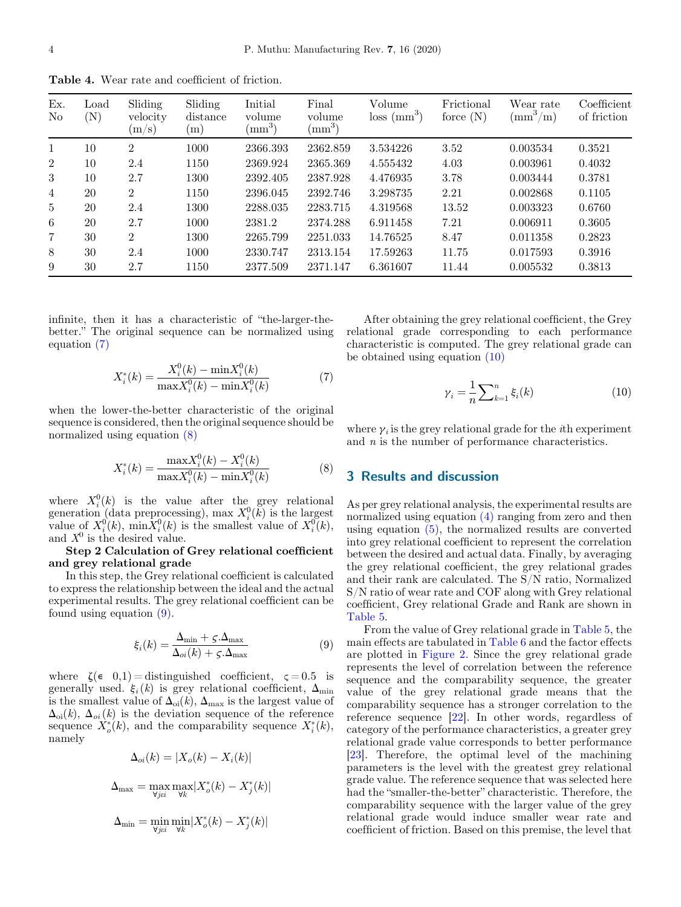**Table 4.** Wear rate and coefficient of friction.

| Ex. No | Load (N) | Sliding velocity (m/s) | Sliding distance (m) | Initial volume ($mm^3$) | Final volume ($mm^3$) | Volume loss ($mm^3$) | Frictional force (N) | Wear rate ($mm^3$/m) | Coefficient of friction |
|---|---|---|---|---|---|---|---|---|---|
| 1 | 10 | 2 | 1000 | 2366.393 | 2362.859 | 3.534226 | 3.52 | 0.003534 | 0.3521 |
| 2 | 10 | 2.4 | 1150 | 2369.924 | 2365.369 | 4.555432 | 4.03 | 0.003961 | 0.4032 |
| 3 | 10 | 2.7 | 1300 | 2392.405 | 2387.928 | 4.476935 | 3.78 | 0.003444 | 0.3781 |
| 4 | 20 | 2 | 1150 | 2396.045 | 2392.746 | 3.298735 | 2.21 | 0.002868 | 0.1105 |
| 5 | 20 | 2.4 | 1300 | 2288.035 | 2283.715 | 4.319568 | 13.52 | 0.003323 | 0.6760 |
| 6 | 20 | 2.7 | 1000 | 2381.2 | 2374.288 | 6.911458 | 7.21 | 0.006911 | 0.3605 |
| 7 | 30 | 2 | 1300 | 2265.799 | 2251.033 | 14.76525 | 8.47 | 0.011358 | 0.2823 |
| 8 | 30 | 2.4 | 1000 | 2330.747 | 2313.154 | 17.59263 | 11.75 | 0.017593 | 0.3916 |
| 9 | 30 | 2.7 | 1150 | 2377.509 | 2371.147 | 6.361607 | 11.44 | 0.005532 | 0.3813 |

infinite, then it has a characteristic of "the-larger-the-better." The original sequence can be normalized using equation (7)

$$X_i^*(k) = \frac{X_i^0(k) - \min X_i^0(k)}{\max X_i^0(k) - \min X_i^0(k)} \tag{7}$$

when the lower-the-better characteristic of the original sequence is considered, then the original sequence should be normalized using equation (8)

$$X_i^*(k) = \frac{\max X_i^0(k) - X_i^0(k)}{\max X_i^0(k) - \min X_i^0(k)} \tag{8}$$

where $X_i^0(k)$ is the value after the grey relational generation (data preprocessing), max $X_i^0(k)$ is the largest value of $X_i^0(k)$, min$X_i^0(k)$ is the smallest value of $X_i^0(k)$, and $X^0$ is the desired value.

**Step 2 Calculation of Grey relational coefficient and grey relational grade**

In this step, the Grey relational coefficient is calculated to express the relationship between the ideal and the actual experimental results. The grey relational coefficient can be found using equation (9).

$$\xi_i(k) = \frac{\Delta_{\min} + \varsigma.\Delta_{\max}}{\Delta_{oi}(k) + \varsigma.\Delta_{\max}} \tag{9}$$

where $\zeta(\epsilon \;\; 0,1)$ = distinguished coefficient, $\varsigma = 0.5$ is generally used. $\xi_i(k)$ is grey relational coefficient, $\Delta_{\min}$ is the smallest value of $\Delta_{oi}(k)$, $\Delta_{\max}$ is the largest value of $\Delta_{oi}(k)$, $\Delta_{oi}(k)$ is the deviation sequence of the reference sequence $X_o^*(k)$, and the comparability sequence $X_i^*(k)$, namely

$$\Delta_{oi}(k) = |X_o(k) - X_i(k)|$$

$$\Delta_{\max} = \max_{\forall j \epsilon i} \max_{\forall k} |X_o^*(k) - X_j^*(k)|$$

$$\Delta_{\min} = \min_{\forall j \epsilon i} \min_{\forall k} |X_o^*(k) - X_j^*(k)|$$

After obtaining the grey relational coefficient, the Grey relational grade corresponding to each performance characteristic is computed. The grey relational grade can be obtained using equation (10)

$$\gamma_i = \frac{1}{n}\sum\nolimits_{k=1}^{n} \xi_i(k) \tag{10}$$

where $\gamma_i$ is the grey relational grade for the $i$th experiment and $n$ is the number of performance characteristics.

## 3 Results and discussion

As per grey relational analysis, the experimental results are normalized using equation (4) ranging from zero and then using equation (5), the normalized results are converted into grey relational coefficient to represent the correlation between the desired and actual data. Finally, by averaging the grey relational coefficient, the grey relational grades and their rank are calculated. The S/N ratio, Normalized S/N ratio of wear rate and COF along with Grey relational coefficient, Grey relational Grade and Rank are shown in Table 5.

From the value of Grey relational grade in Table 5, the main effects are tabulated in Table 6 and the factor effects are plotted in Figure 2. Since the grey relational grade represents the level of correlation between the reference sequence and the comparability sequence, the greater value of the grey relational grade means that the comparability sequence has a stronger correlation to the reference sequence [22]. In other words, regardless of category of the performance characteristics, a greater grey relational grade value corresponds to better performance [23]. Therefore, the optimal level of the machining parameters is the level with the greatest grey relational grade value. The reference sequence that was selected here had the "smaller-the-better" characteristic. Therefore, the comparability sequence with the larger value of the grey relational grade would induce smaller wear rate and coefficient of friction. Based on this premise, the level that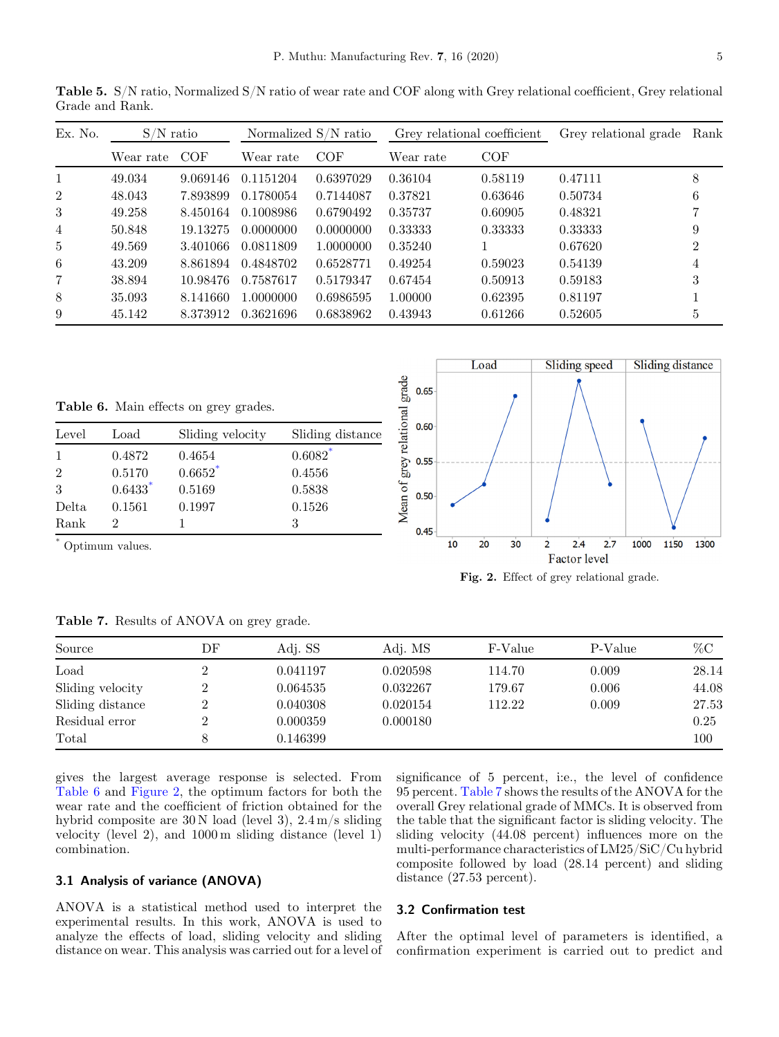**Table 5.** S/N ratio, Normalized S/N ratio of wear rate and COF along with Grey relational coefficient, Grey relational Grade and Rank.

| Ex. No. | S/N ratio | | Normalized S/N ratio | | Grey relational coefficient | | Grey relational grade | Rank |
|---|---|---|---|---|---|---|---|---|
| | Wear rate | COF | Wear rate | COF | Wear rate | COF | | |
| 1 | 49.034 | 9.069146 | 0.1151204 | 0.6397029 | 0.36104 | 0.58119 | 0.47111 | 8 |
| 2 | 48.043 | 7.893899 | 0.1780054 | 0.7144087 | 0.37821 | 0.63646 | 0.50734 | 6 |
| 3 | 49.258 | 8.450164 | 0.1008986 | 0.6790492 | 0.35737 | 0.60905 | 0.48321 | 7 |
| 4 | 50.848 | 19.13275 | 0.0000000 | 0.0000000 | 0.33333 | 0.33333 | 0.33333 | 9 |
| 5 | 49.569 | 3.401066 | 0.0811809 | 1.0000000 | 0.35240 | 1 | 0.67620 | 2 |
| 6 | 43.209 | 8.861894 | 0.4848702 | 0.6528771 | 0.49254 | 0.59023 | 0.54139 | 4 |
| 7 | 38.894 | 10.98476 | 0.7587617 | 0.5179347 | 0.67454 | 0.50913 | 0.59183 | 3 |
| 8 | 35.093 | 8.141660 | 1.0000000 | 0.6986595 | 1.00000 | 0.62395 | 0.81197 | 1 |
| 9 | 45.142 | 8.373912 | 0.3621696 | 0.6838962 | 0.43943 | 0.61266 | 0.52605 | 5 |

**Table 6.** Main effects on grey grades.

| Level | Load | Sliding velocity | Sliding distance |
|---|---|---|---|
| 1 | 0.4872 | 0.4654 | 0.6082* |
| 2 | 0.5170 | 0.6652* | 0.4556 |
| 3 | 0.6433* | 0.5169 | 0.5838 |
| Delta | 0.1561 | 0.1997 | 0.1526 |
| Rank | 2 | 1 | 3 |

* Optimum values.

**Fig. 2.** Effect of grey relational grade.

**Table 7.** Results of ANOVA on grey grade.

| Source | DF | Adj. SS | Adj. MS | F-Value | P-Value | %C |
|---|---|---|---|---|---|---|
| Load | 2 | 0.041197 | 0.020598 | 114.70 | 0.009 | 28.14 |
| Sliding velocity | 2 | 0.064535 | 0.032267 | 179.67 | 0.006 | 44.08 |
| Sliding distance | 2 | 0.040308 | 0.020154 | 112.22 | 0.009 | 27.53 |
| Residual error | 2 | 0.000359 | 0.000180 | | | 0.25 |
| Total | 8 | 0.146399 | | | | 100 |

gives the largest average response is selected. From Table 6 and Figure 2, the optimum factors for both the wear rate and the coefficient of friction obtained for the hybrid composite are 30 N load (level 3), 2.4 m/s sliding velocity (level 2), and 1000 m sliding distance (level 1) combination.

### 3.1 Analysis of variance (ANOVA)

ANOVA is a statistical method used to interpret the experimental results. In this work, ANOVA is used to analyze the effects of load, sliding velocity and sliding distance on wear. This analysis was carried out for a level of significance of 5 percent, i:e., the level of confidence 95 percent. Table 7 shows the results of the ANOVA for the overall Grey relational grade of MMCs. It is observed from the table that the significant factor is sliding velocity. The sliding velocity (44.08 percent) influences more on the multi-performance characteristics of LM25/SiC/Cu hybrid composite followed by load (28.14 percent) and sliding distance (27.53 percent).

### 3.2 Confirmation test

After the optimal level of parameters is identified, a confirmation experiment is carried out to predict and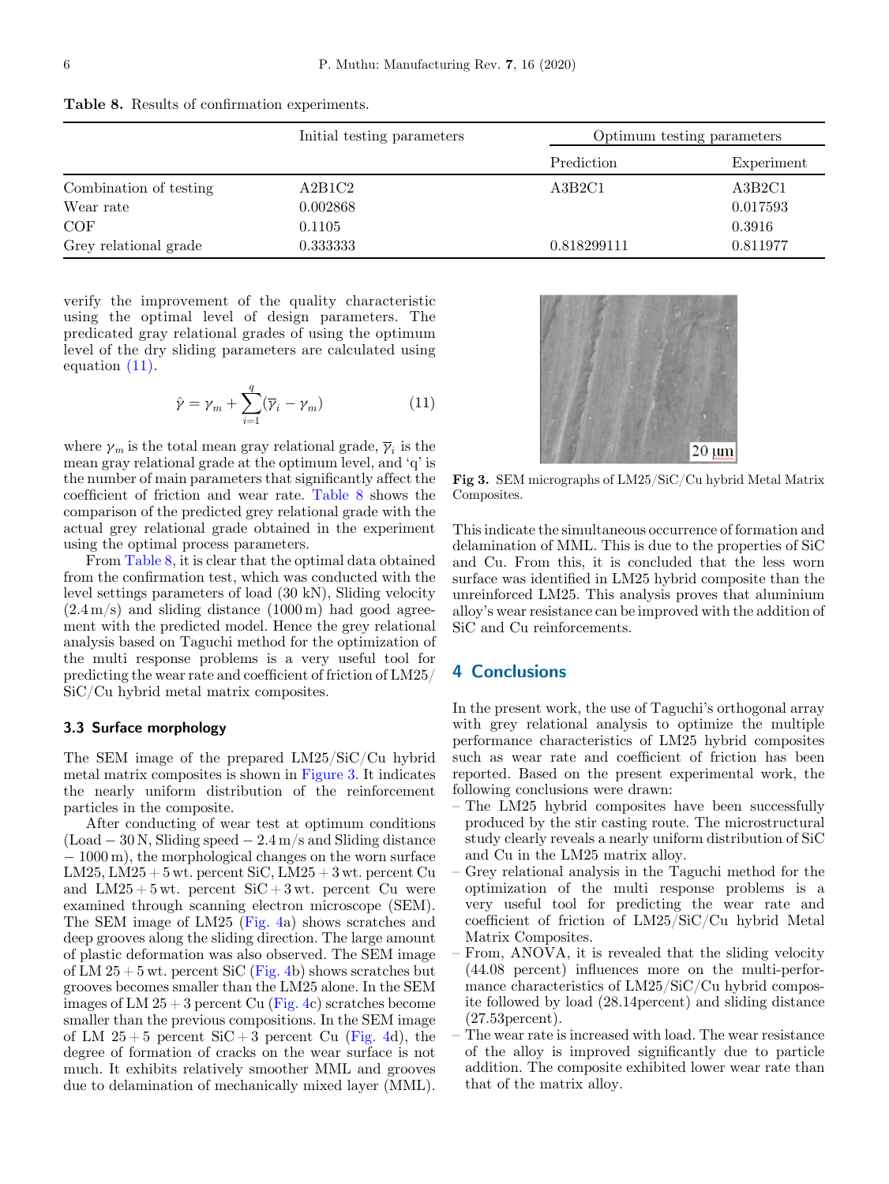**Table 8.** Results of confirmation experiments.

| | Initial testing parameters | Optimum testing parameters | |
|---|---|---|---|
| | | Prediction | Experiment |
| Combination of testing | A2B1C2 | A3B2C1 | A3B2C1 |
| Wear rate | 0.002868 | | 0.017593 |
| COF | 0.1105 | | 0.3916 |
| Grey relational grade | 0.333333 | 0.818299111 | 0.811977 |

verify the improvement of the quality characteristic using the optimal level of design parameters. The predicated gray relational grades of using the optimum level of the dry sliding parameters are calculated using equation (11).

$$\hat{\gamma} = \gamma_m + \sum_{i=1}^{q} (\overline{\gamma}_i - \gamma_m) \tag{11}$$

where $\gamma_m$ is the total mean gray relational grade, $\overline{\gamma}_i$ is the mean gray relational grade at the optimum level, and 'q' is the number of main parameters that significantly affect the coefficient of friction and wear rate. Table 8 shows the comparison of the predicted grey relational grade with the actual grey relational grade obtained in the experiment using the optimal process parameters.

From Table 8, it is clear that the optimal data obtained from the confirmation test, which was conducted with the level settings parameters of load (30 kN), Sliding velocity (2.4 m/s) and sliding distance (1000 m) had good agreement with the predicted model. Hence the grey relational analysis based on Taguchi method for the optimization of the multi response problems is a very useful tool for predicting the wear rate and coefficient of friction of LM25/SiC/Cu hybrid metal matrix composites.

### 3.3 Surface morphology

The SEM image of the prepared LM25/SiC/Cu hybrid metal matrix composites is shown in Figure 3. It indicates the nearly uniform distribution of the reinforcement particles in the composite.

After conducting of wear test at optimum conditions (Load − 30 N, Sliding speed − 2.4 m/s and Sliding distance − 1000 m), the morphological changes on the worn surface LM25, LM25 + 5 wt. percent SiC, LM25 + 3 wt. percent Cu and LM25 + 5 wt. percent SiC + 3 wt. percent Cu were examined through scanning electron microscope (SEM). The SEM image of LM25 (Fig. 4a) shows scratches and deep grooves along the sliding direction. The large amount of plastic deformation was also observed. The SEM image of LM 25 + 5 wt. percent SiC (Fig. 4b) shows scratches but grooves becomes smaller than the LM25 alone. In the SEM images of LM 25 + 3 percent Cu (Fig. 4c) scratches become smaller than the previous compositions. In the SEM image of LM 25 + 5 percent SiC + 3 percent Cu (Fig. 4d), the degree of formation of cracks on the wear surface is not much. It exhibits relatively smoother MML and grooves due to delamination of mechanically mixed layer (MML).

Fig 3. SEM micrographs of LM25/SiC/Cu hybrid Metal Matrix Composites.

This indicate the simultaneous occurrence of formation and delamination of MML. This is due to the properties of SiC and Cu. From this, it is concluded that the less worn surface was identified in LM25 hybrid composite than the unreinforced LM25. This analysis proves that aluminium alloy's wear resistance can be improved with the addition of SiC and Cu reinforcements.

## 4 Conclusions

In the present work, the use of Taguchi's orthogonal array with grey relational analysis to optimize the multiple performance characteristics of LM25 hybrid composites such as wear rate and coefficient of friction has been reported. Based on the present experimental work, the following conclusions were drawn:

- The LM25 hybrid composites have been successfully produced by the stir casting route. The microstructural study clearly reveals a nearly uniform distribution of SiC and Cu in the LM25 matrix alloy.
- Grey relational analysis in the Taguchi method for the optimization of the multi response problems is a very useful tool for predicting the wear rate and coefficient of friction of LM25/SiC/Cu hybrid Metal Matrix Composites.
- From, ANOVA, it is revealed that the sliding velocity (44.08 percent) influences more on the multi-performance characteristics of LM25/SiC/Cu hybrid composite followed by load (28.14percent) and sliding distance (27.53percent).
- The wear rate is increased with load. The wear resistance of the alloy is improved significantly due to particle addition. The composite exhibited lower wear rate than that of the matrix alloy.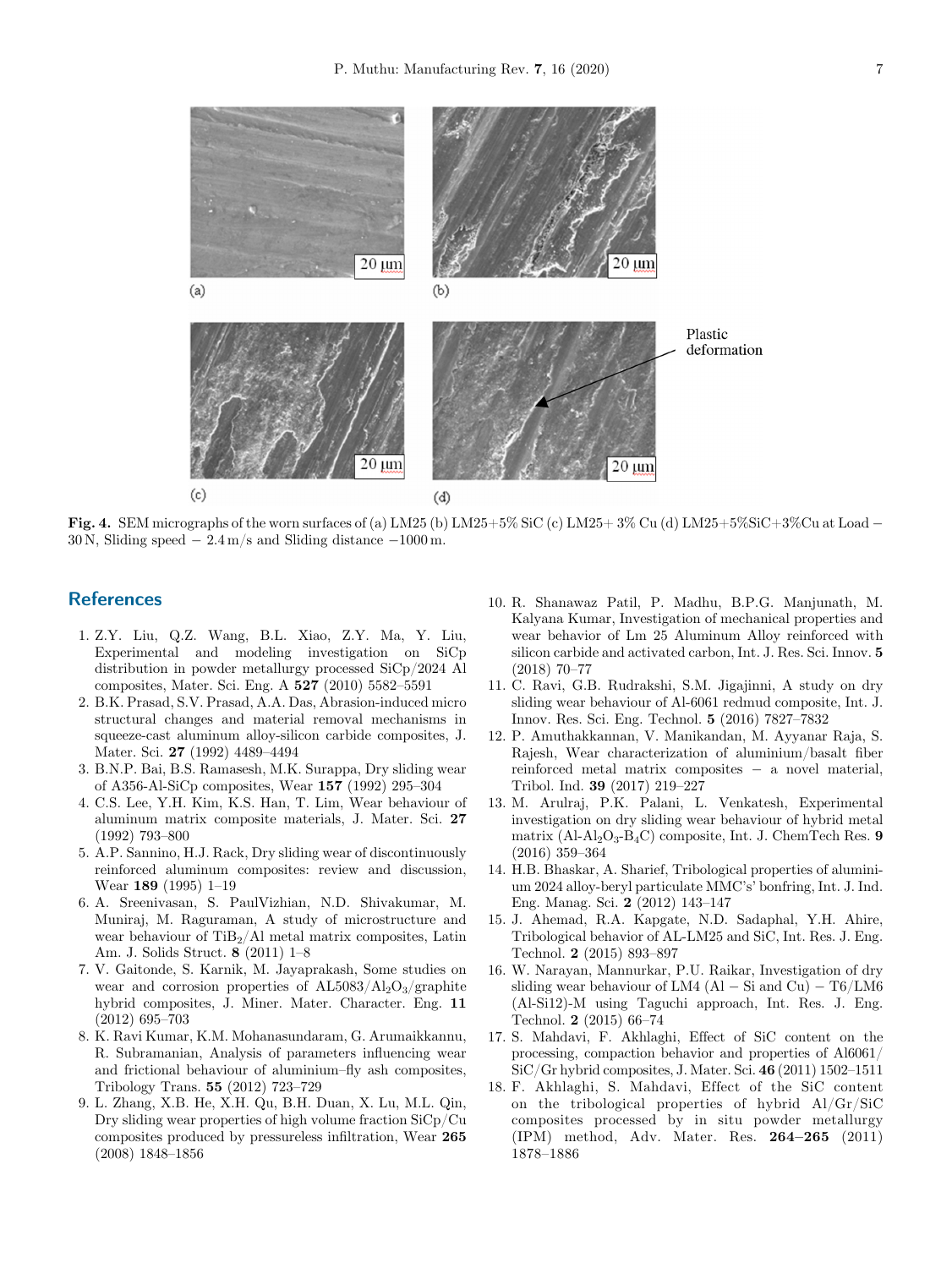Fig. 4. SEM micrographs of the worn surfaces of (a) LM25 (b) LM25+5% SiC (c) LM25+ 3% Cu (d) LM25+5%SiC+3%Cu at Load − 30 N, Sliding speed − 2.4 m/s and Sliding distance −1000 m.

## References

1. Z.Y. Liu, Q.Z. Wang, B.L. Xiao, Z.Y. Ma, Y. Liu, Experimental and modeling investigation on SiCp distribution in powder metallurgy processed SiCp/2024 Al composites, Mater. Sci. Eng. A **527** (2010) 5582–5591
2. B.K. Prasad, S.V. Prasad, A.A. Das, Abrasion-induced micro structural changes and material removal mechanisms in squeeze-cast aluminum alloy-silicon carbide composites, J. Mater. Sci. **27** (1992) 4489–4494
3. B.N.P. Bai, B.S. Ramasesh, M.K. Surappa, Dry sliding wear of A356-Al-SiCp composites, Wear **157** (1992) 295–304
4. C.S. Lee, Y.H. Kim, K.S. Han, T. Lim, Wear behaviour of aluminum matrix composite materials, J. Mater. Sci. **27** (1992) 793–800
5. A.P. Sannino, H.J. Rack, Dry sliding wear of discontinuously reinforced aluminum composites: review and discussion, Wear **189** (1995) 1–19
6. A. Sreenivasan, S. PaulVizhian, N.D. Shivakumar, M. Muniraj, M. Raguraman, A study of microstructure and wear behaviour of $TiB_2$/Al metal matrix composites, Latin Am. J. Solids Struct. **8** (2011) 1–8
7. V. Gaitonde, S. Karnik, M. Jayaprakash, Some studies on wear and corrosion properties of AL5083/$Al_2O_3$/graphite hybrid composites, J. Miner. Mater. Character. Eng. **11** (2012) 695–703
8. K. Ravi Kumar, K.M. Mohanasundaram, G. Arumaikkannu, R. Subramanian, Analysis of parameters influencing wear and frictional behaviour of aluminium–fly ash composites, Tribology Trans. **55** (2012) 723–729
9. L. Zhang, X.B. He, X.H. Qu, B.H. Duan, X. Lu, M.L. Qin, Dry sliding wear properties of high volume fraction SiCp/Cu composites produced by pressureless infiltration, Wear **265** (2008) 1848–1856
10. R. Shanawaz Patil, P. Madhu, B.P.G. Manjunath, M. Kalyana Kumar, Investigation of mechanical properties and wear behavior of Lm 25 Aluminum Alloy reinforced with silicon carbide and activated carbon, Int. J. Res. Sci. Innov. **5** (2018) 70–77
11. C. Ravi, G.B. Rudrakshi, S.M. Jigajinni, A study on dry sliding wear behaviour of Al-6061 redmud composite, Int. J. Innov. Res. Sci. Eng. Technol. **5** (2016) 7827–7832
12. P. Amuthakkannan, V. Manikandan, M. Ayyanar Raja, S. Rajesh, Wear characterization of aluminium/basalt fiber reinforced metal matrix composites – a novel material, Tribol. Ind. **39** (2017) 219–227
13. M. Arulraj, P.K. Palani, L. Venkatesh, Experimental investigation on dry sliding wear behaviour of hybrid metal matrix (Al-$Al_2O_3$-$B_4C$) composite, Int. J. ChemTech Res. **9** (2016) 359–364
14. H.B. Bhaskar, A. Sharief, Tribological properties of aluminium 2024 alloy-beryl particulate MMC's' bonfring, Int. J. Ind. Eng. Manag. Sci. **2** (2012) 143–147
15. J. Ahemad, R.A. Kapgate, N.D. Sadaphal, Y.H. Ahire, Tribological behavior of AL-LM25 and SiC, Int. Res. J. Eng. Technol. **2** (2015) 893–897
16. W. Narayan, Mannurkar, P.U. Raikar, Investigation of dry sliding wear behaviour of LM4 (Al − Si and Cu) − T6/LM6 (Al-Si12)-M using Taguchi approach, Int. Res. J. Eng. Technol. **2** (2015) 66–74
17. S. Mahdavi, F. Akhlaghi, Effect of SiC content on the processing, compaction behavior and properties of Al6061/SiC/Gr hybrid composites, J. Mater. Sci. **46** (2011) 1502–1511
18. F. Akhlaghi, S. Mahdavi, Effect of the SiC content on the tribological properties of hybrid Al/Gr/SiC composites processed by in situ powder metallurgy (IPM) method, Adv. Mater. Res. **264–265** (2011) 1878–1886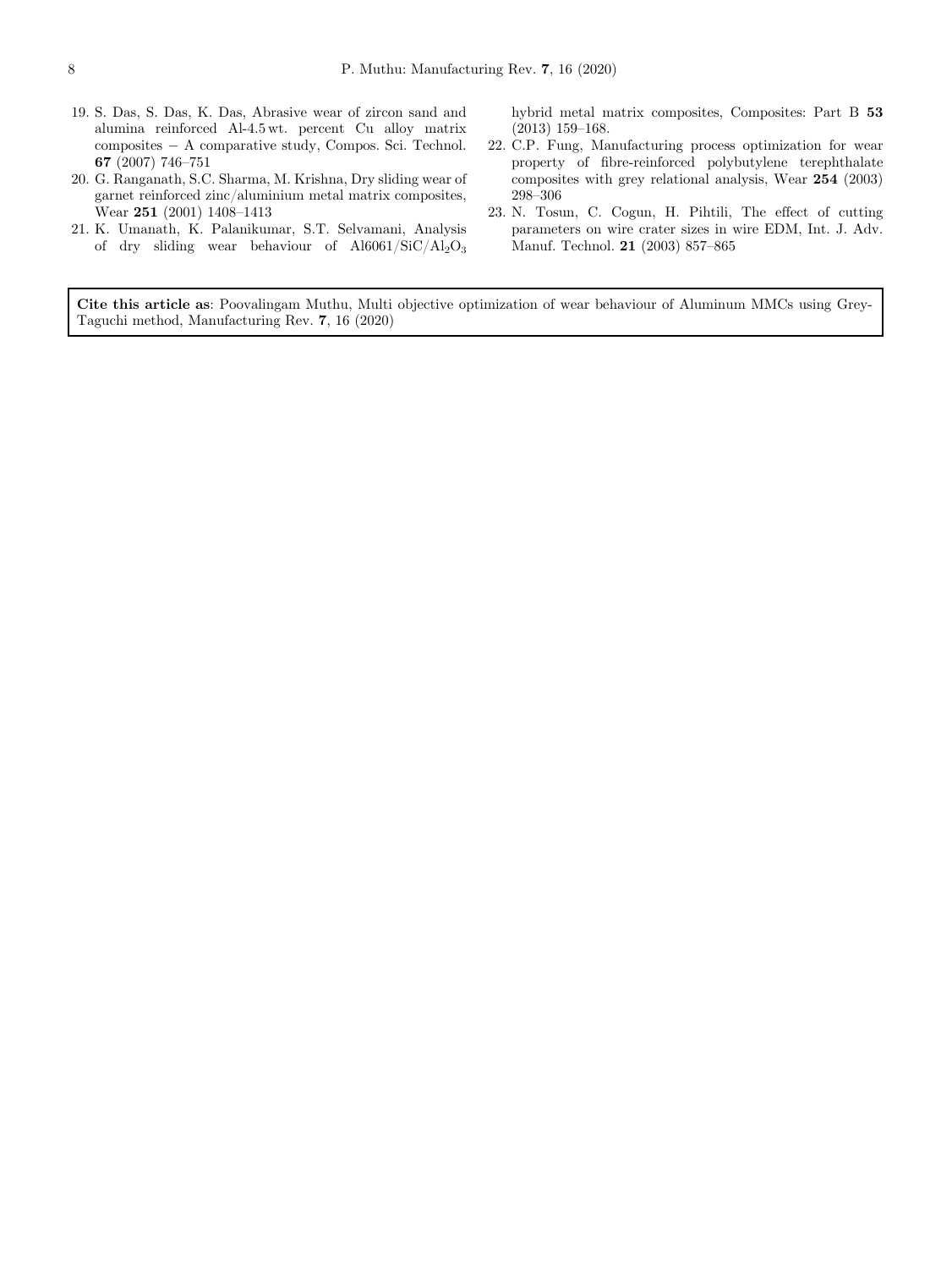19. S. Das, S. Das, K. Das, Abrasive wear of zircon sand and alumina reinforced Al-4.5 wt. percent Cu alloy matrix composites − A comparative study, Compos. Sci. Technol. **67** (2007) 746–751
20. G. Ranganath, S.C. Sharma, M. Krishna, Dry sliding wear of garnet reinforced zinc/aluminium metal matrix composites, Wear **251** (2001) 1408–1413
21. K. Umanath, K. Palanikumar, S.T. Selvamani, Analysis of dry sliding wear behaviour of Al6061/SiC/$Al_2O_3$ hybrid metal matrix composites, Composites: Part B **53** (2013) 159–168.
22. C.P. Fung, Manufacturing process optimization for wear property of fibre-reinforced polybutylene terephthalate composites with grey relational analysis, Wear **254** (2003) 298–306
23. N. Tosun, C. Cogun, H. Pihtili, The effect of cutting parameters on wire crater sizes in wire EDM, Int. J. Adv. Manuf. Technol. **21** (2003) 857–865

**Cite this article as**: Poovalingam Muthu, Multi objective optimization of wear behaviour of Aluminum MMCs using Grey-Taguchi method, Manufacturing Rev. **7**, 16 (2020)